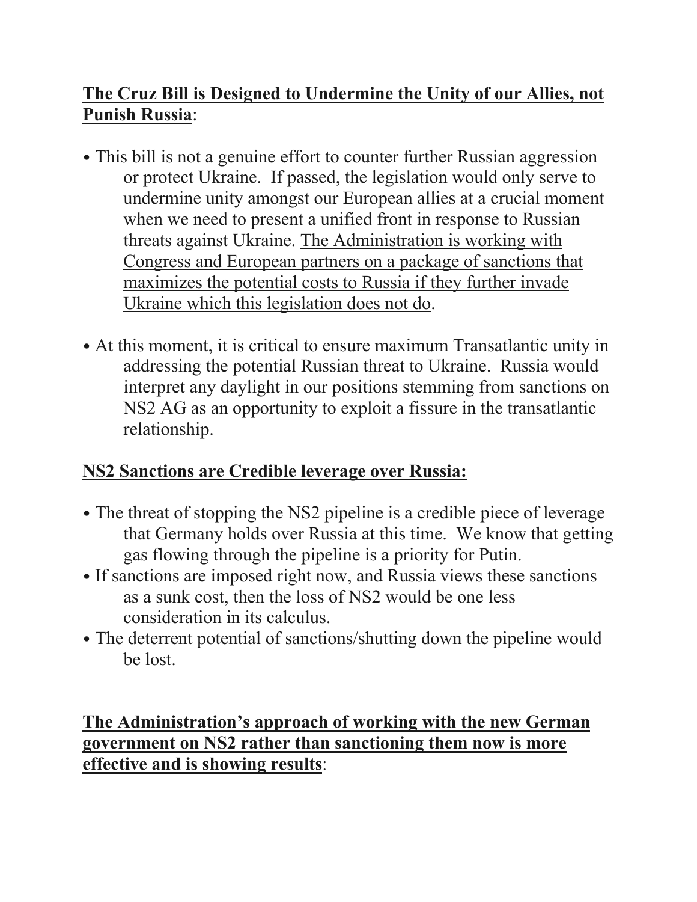**<u>The Cruz Bill is Designed to Undermine the Unity of our Allies, not Punish Russia</u>**:

- This bill is not a genuine effort to counter further Russian aggression or protect Ukraine. If passed, the legislation would only serve to undermine unity amongst our European allies at a crucial moment when we need to present a unified front in response to Russian threats against Ukraine. <u>The Administration is working with Congress and European partners on a package of sanctions that maximizes the potential costs to Russia if they further invade Ukraine which this legislation does not do</u>.

- At this moment, it is critical to ensure maximum Transatlantic unity in addressing the potential Russian threat to Ukraine. Russia would interpret any daylight in our positions stemming from sanctions on NS2 AG as an opportunity to exploit a fissure in the transatlantic relationship.

**<u>NS2 Sanctions are Credible leverage over Russia:</u>**

- The threat of stopping the NS2 pipeline is a credible piece of leverage that Germany holds over Russia at this time. We know that getting gas flowing through the pipeline is a priority for Putin.
- If sanctions are imposed right now, and Russia views these sanctions as a sunk cost, then the loss of NS2 would be one less consideration in its calculus.
- The deterrent potential of sanctions/shutting down the pipeline would be lost.

**<u>The Administration's approach of working with the new German government on NS2 rather than sanctioning them now is more effective and is showing results</u>**: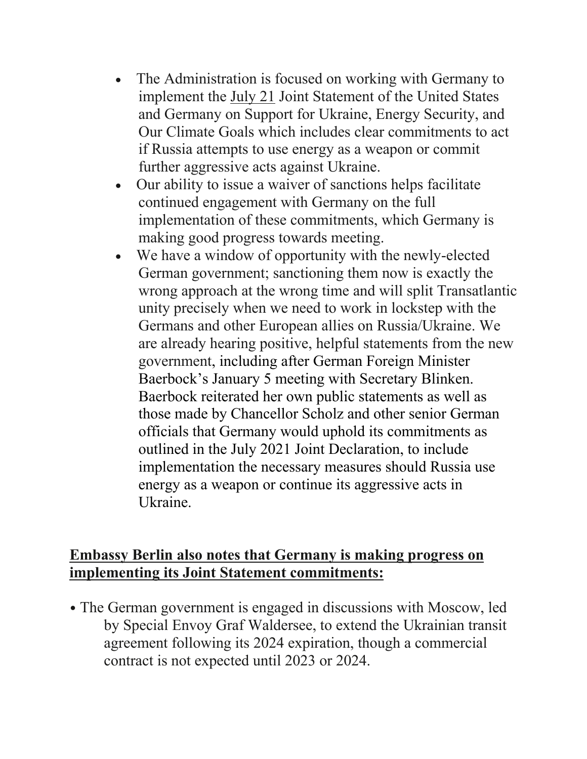- The Administration is focused on working with Germany to implement the July 21 Joint Statement of the United States and Germany on Support for Ukraine, Energy Security, and Our Climate Goals which includes clear commitments to act if Russia attempts to use energy as a weapon or commit further aggressive acts against Ukraine.
- Our ability to issue a waiver of sanctions helps facilitate continued engagement with Germany on the full implementation of these commitments, which Germany is making good progress towards meeting.
- We have a window of opportunity with the newly-elected German government; sanctioning them now is exactly the wrong approach at the wrong time and will split Transatlantic unity precisely when we need to work in lockstep with the Germans and other European allies on Russia/Ukraine. We are already hearing positive, helpful statements from the new government, including after German Foreign Minister Baerbock's January 5 meeting with Secretary Blinken. Baerbock reiterated her own public statements as well as those made by Chancellor Scholz and other senior German officials that Germany would uphold its commitments as outlined in the July 2021 Joint Declaration, to include implementation the necessary measures should Russia use energy as a weapon or continue its aggressive acts in Ukraine.

**Embassy Berlin also notes that Germany is making progress on implementing its Joint Statement commitments:**

- The German government is engaged in discussions with Moscow, led by Special Envoy Graf Waldersee, to extend the Ukrainian transit agreement following its 2024 expiration, though a commercial contract is not expected until 2023 or 2024.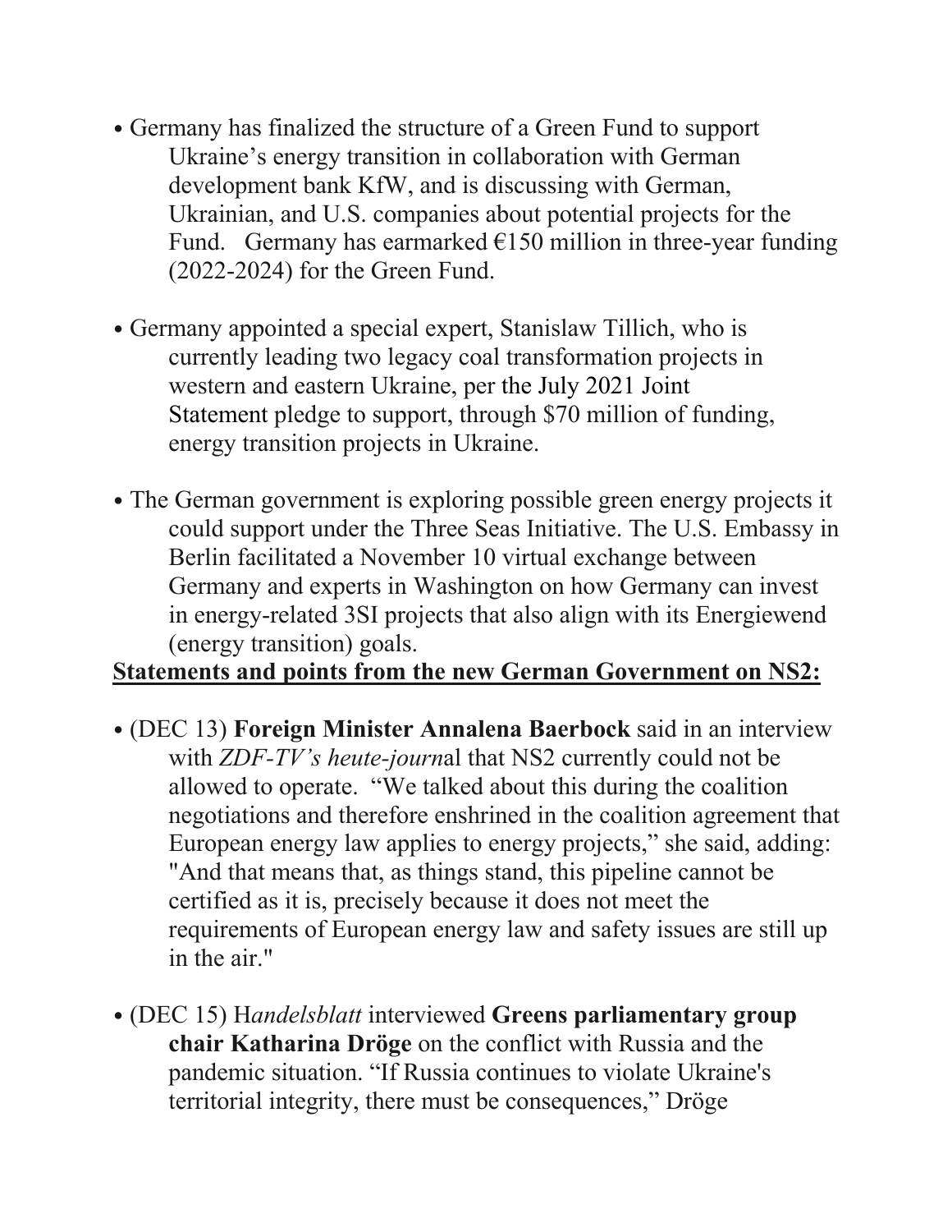- Germany has finalized the structure of a Green Fund to support Ukraine's energy transition in collaboration with German development bank KfW, and is discussing with German, Ukrainian, and U.S. companies about potential projects for the Fund. Germany has earmarked €150 million in three-year funding (2022-2024) for the Green Fund.

- Germany appointed a special expert, Stanislaw Tillich, who is currently leading two legacy coal transformation projects in western and eastern Ukraine, per the July 2021 Joint Statement pledge to support, through $70 million of funding, energy transition projects in Ukraine.

- The German government is exploring possible green energy projects it could support under the Three Seas Initiative. The U.S. Embassy in Berlin facilitated a November 10 virtual exchange between Germany and experts in Washington on how Germany can invest in energy-related 3SI projects that also align with its Energiewend (energy transition) goals.

**Statements and points from the new German Government on NS2:**

- (DEC 13) **Foreign Minister Annalena Baerbock** said in an interview with *ZDF-TV's heute-journ*al that NS2 currently could not be allowed to operate. "We talked about this during the coalition negotiations and therefore enshrined in the coalition agreement that European energy law applies to energy projects," she said, adding: "And that means that, as things stand, this pipeline cannot be certified as it is, precisely because it does not meet the requirements of European energy law and safety issues are still up in the air."

- (DEC 15) H*andelsblatt* interviewed **Greens parliamentary group chair Katharina Dröge** on the conflict with Russia and the pandemic situation. "If Russia continues to violate Ukraine's territorial integrity, there must be consequences," Dröge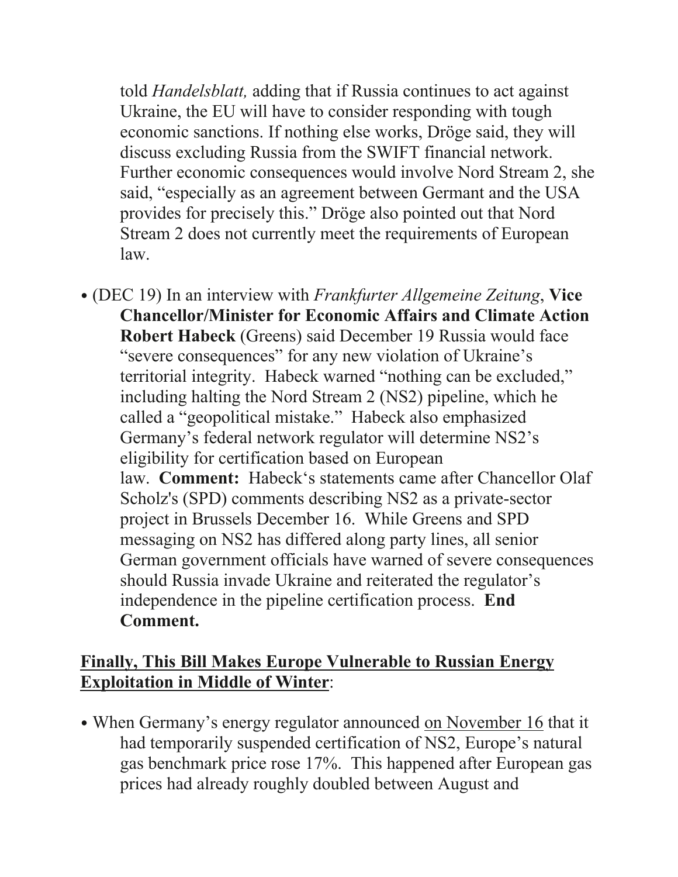told *Handelsblatt,* adding that if Russia continues to act against Ukraine, the EU will have to consider responding with tough economic sanctions. If nothing else works, Dröge said, they will discuss excluding Russia from the SWIFT financial network. Further economic consequences would involve Nord Stream 2, she said, "especially as an agreement between Germant and the USA provides for precisely this." Dröge also pointed out that Nord Stream 2 does not currently meet the requirements of European law.

- (DEC 19) In an interview with *Frankfurter Allgemeine Zeitung*, **Vice Chancellor/Minister for Economic Affairs and Climate Action Robert Habeck** (Greens) said December 19 Russia would face "severe consequences" for any new violation of Ukraine's territorial integrity. Habeck warned "nothing can be excluded," including halting the Nord Stream 2 (NS2) pipeline, which he called a "geopolitical mistake." Habeck also emphasized Germany's federal network regulator will determine NS2's eligibility for certification based on European law. **Comment:** Habeck's statements came after Chancellor Olaf Scholz's (SPD) comments describing NS2 as a private-sector project in Brussels December 16. While Greens and SPD messaging on NS2 has differed along party lines, all senior German government officials have warned of severe consequences should Russia invade Ukraine and reiterated the regulator's independence in the pipeline certification process. **End Comment.**

<u>**Finally, This Bill Makes Europe Vulnerable to Russian Energy Exploitation in Middle of Winter**</u>:

- When Germany's energy regulator announced <u>on November 16</u> that it had temporarily suspended certification of NS2, Europe's natural gas benchmark price rose 17%. This happened after European gas prices had already roughly doubled between August and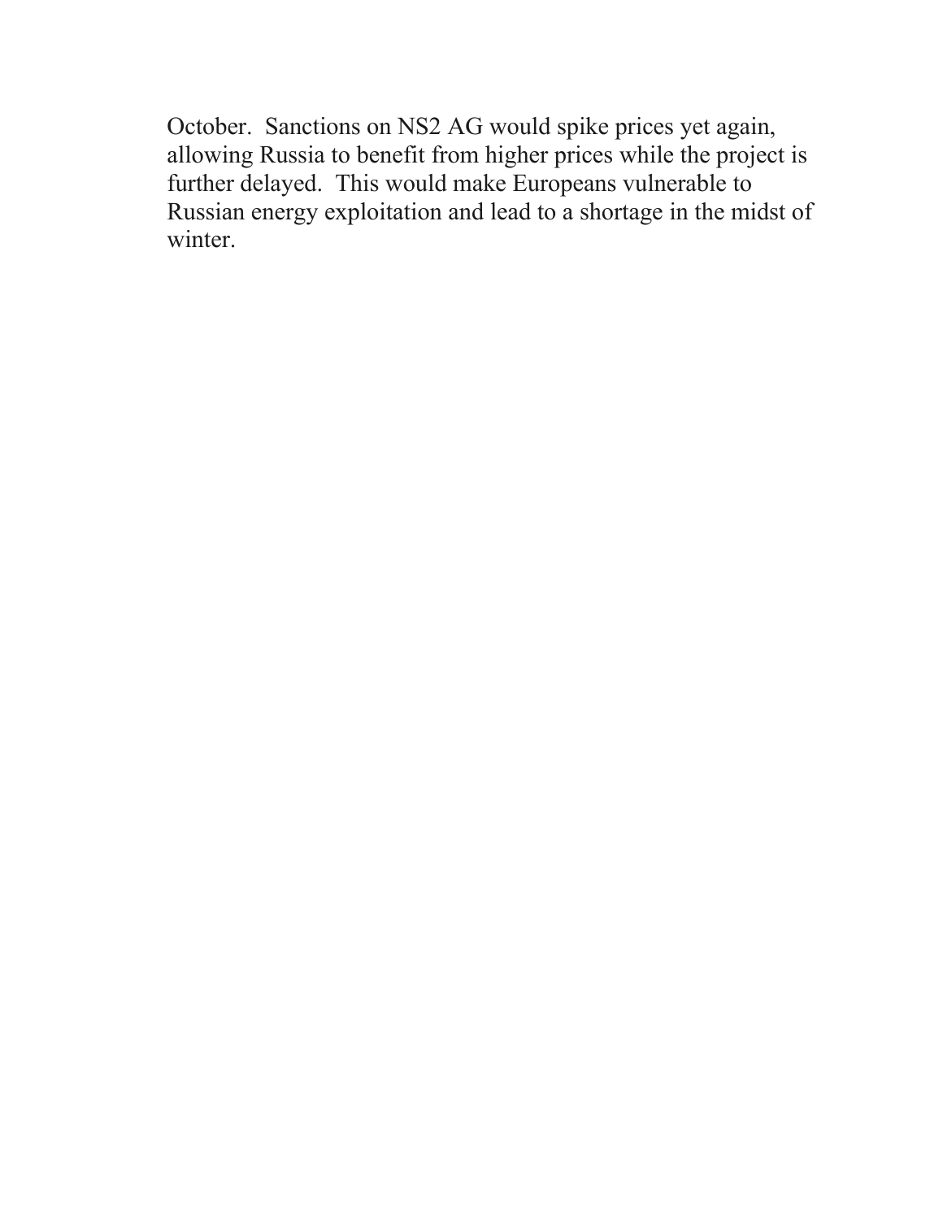October. Sanctions on NS2 AG would spike prices yet again, allowing Russia to benefit from higher prices while the project is further delayed. This would make Europeans vulnerable to Russian energy exploitation and lead to a shortage in the midst of winter.